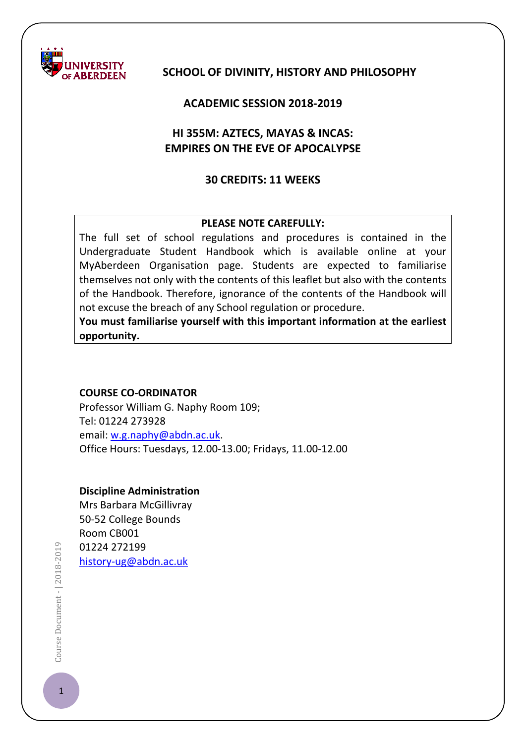**UNIVERSITY OF ABERDEEN**

# SCHOOL OF DIVINITY, HISTORY AND PHILOSOPHY

## ACADEMIC SESSION 2018-2019

## HI 355M: AZTECS, MAYAS & INCAS: EMPIRES ON THE EVE OF APOCALYPSE

## 30 CREDITS: 11 WEEKS

**PLEASE NOTE CAREFULLY:**

The full set of school regulations and procedures is contained in the Undergraduate Student Handbook which is available online at your MyAberdeen Organisation page. Students are expected to familiarise themselves not only with the contents of this leaflet but also with the contents of the Handbook. Therefore, ignorance of the contents of the Handbook will not excuse the breach of any School regulation or procedure.

**You must familiarise yourself with this important information at the earliest opportunity.**

**COURSE CO-ORDINATOR**

Professor William G. Naphy Room 109;
Tel: 01224 273928
email: w.g.naphy@abdn.ac.uk.
Office Hours: Tuesdays, 12.00-13.00; Fridays, 11.00-12.00

**Discipline Administration**

Mrs Barbara McGillivray
50-52 College Bounds
Room CB001
01224 272199
history-ug@abdn.ac.uk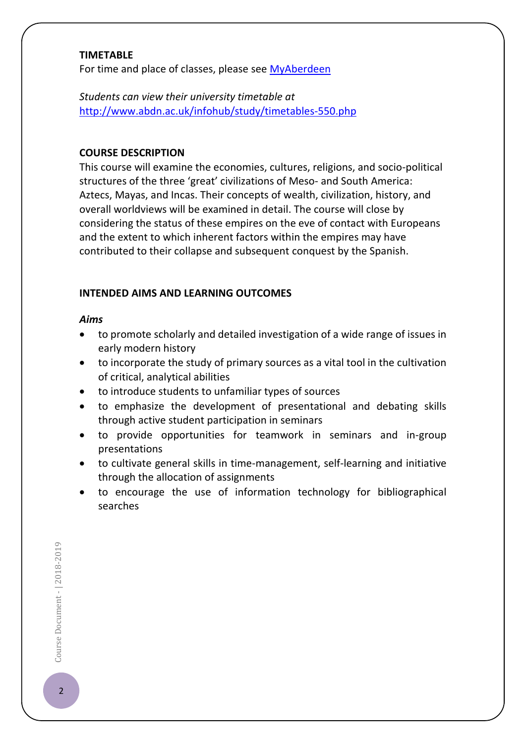**TIMETABLE**

For time and place of classes, please see [MyAberdeen]

*Students can view their university timetable at* http://www.abdn.ac.uk/infohub/study/timetables-550.php

**COURSE DESCRIPTION**

This course will examine the economies, cultures, religions, and socio-political structures of the three 'great' civilizations of Meso- and South America: Aztecs, Mayas, and Incas. Their concepts of wealth, civilization, history, and overall worldviews will be examined in detail. The course will close by considering the status of these empires on the eve of contact with Europeans and the extent to which inherent factors within the empires may have contributed to their collapse and subsequent conquest by the Spanish.

**INTENDED AIMS AND LEARNING OUTCOMES**

***Aims***

- to promote scholarly and detailed investigation of a wide range of issues in early modern history
- to incorporate the study of primary sources as a vital tool in the cultivation of critical, analytical abilities
- to introduce students to unfamiliar types of sources
- to emphasize the development of presentational and debating skills through active student participation in seminars
- to provide opportunities for teamwork in seminars and in-group presentations
- to cultivate general skills in time-management, self-learning and initiative through the allocation of assignments
- to encourage the use of information technology for bibliographical searches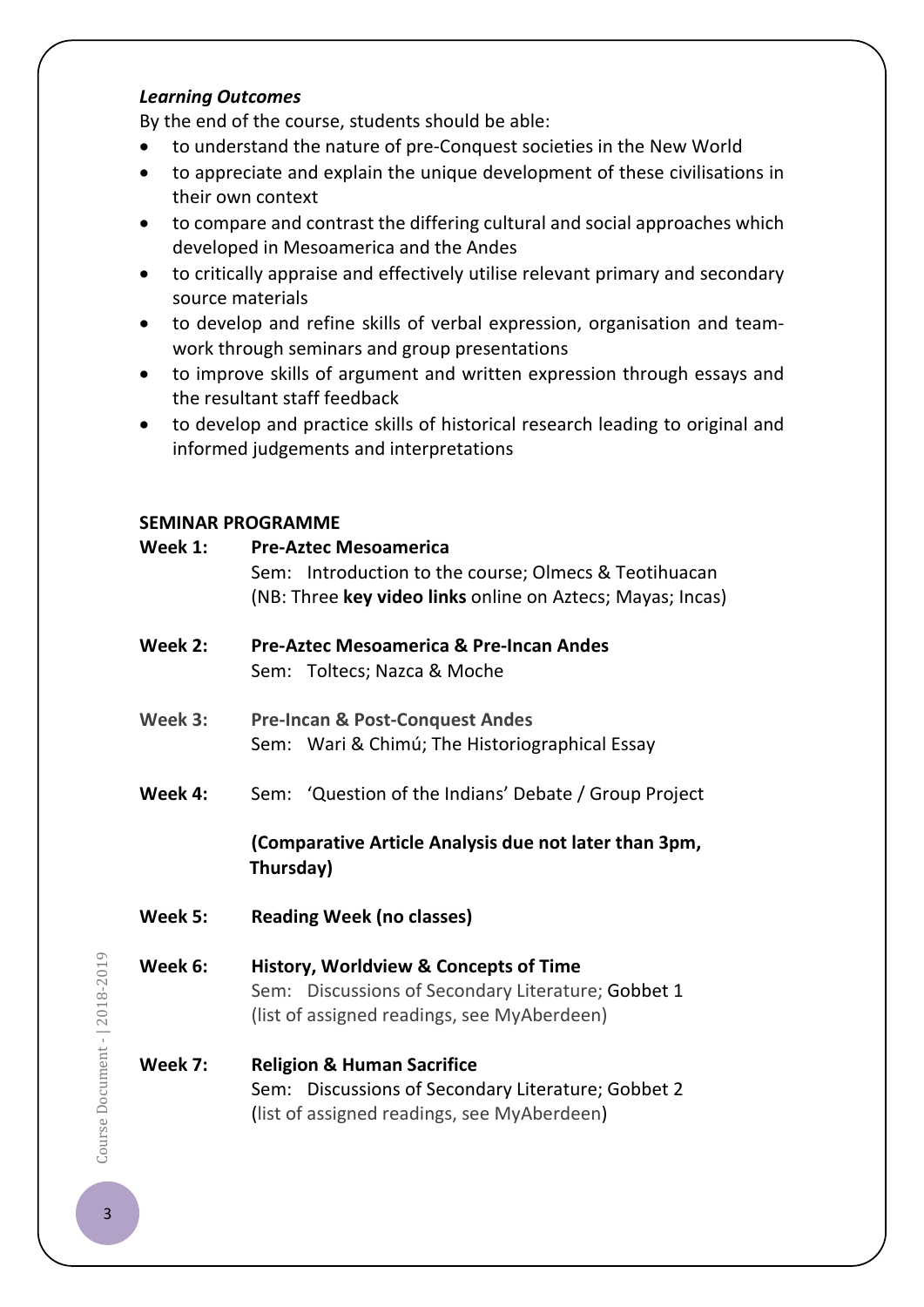***Learning Outcomes***

By the end of the course, students should be able:

- to understand the nature of pre-Conquest societies in the New World
- to appreciate and explain the unique development of these civilisations in their own context
- to compare and contrast the differing cultural and social approaches which developed in Mesoamerica and the Andes
- to critically appraise and effectively utilise relevant primary and secondary source materials
- to develop and refine skills of verbal expression, organisation and team-work through seminars and group presentations
- to improve skills of argument and written expression through essays and the resultant staff feedback
- to develop and practice skills of historical research leading to original and informed judgements and interpretations

**SEMINAR PROGRAMME**

**Week 1:** **Pre-Aztec Mesoamerica**
Sem: Introduction to the course; Olmecs & Teotihuacan
(NB: Three **key video links** online on Aztecs; Mayas; Incas)

**Week 2:** **Pre-Aztec Mesoamerica & Pre-Incan Andes**
Sem: Toltecs; Nazca & Moche

**Week 3:** **Pre-Incan & Post-Conquest Andes**
Sem: Wari & Chimú; The Historiographical Essay

**Week 4:** Sem: 'Question of the Indians' Debate / Group Project

**(Comparative Article Analysis due not later than 3pm, Thursday)**

**Week 5:** **Reading Week (no classes)**

**Week 6:** **History, Worldview & Concepts of Time**
Sem: Discussions of Secondary Literature; Gobbet 1
(list of assigned readings, see MyAberdeen)

**Week 7:** **Religion & Human Sacrifice**
Sem: Discussions of Secondary Literature; Gobbet 2
(list of assigned readings, see MyAberdeen)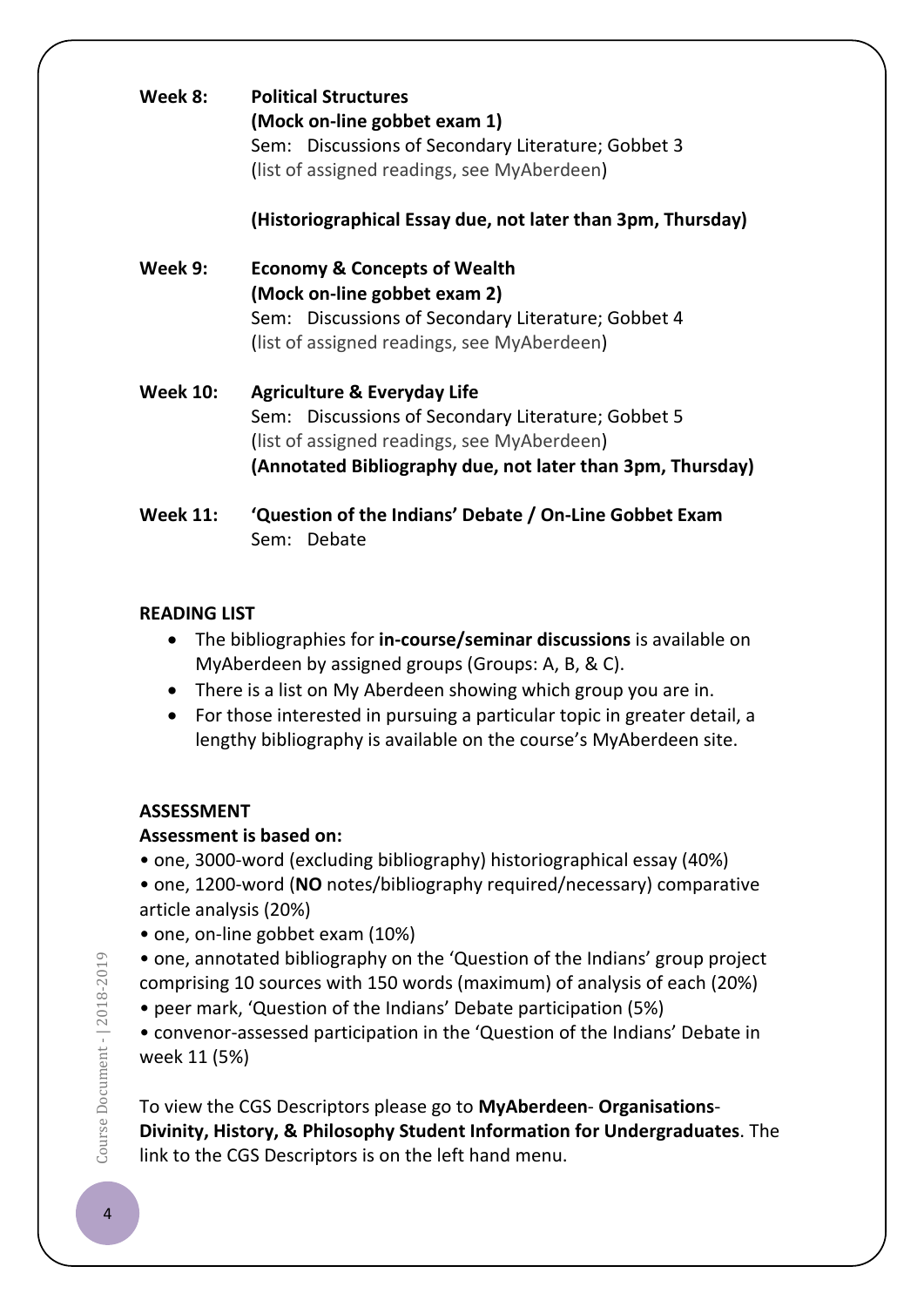**Week 8:** **Political Structures**
**(Mock on-line gobbet exam 1)**
Sem: Discussions of Secondary Literature; Gobbet 3
(list of assigned readings, see MyAberdeen)

**(Historiographical Essay due, not later than 3pm, Thursday)**

**Week 9:** **Economy & Concepts of Wealth**
**(Mock on-line gobbet exam 2)**
Sem: Discussions of Secondary Literature; Gobbet 4
(list of assigned readings, see MyAberdeen)

**Week 10:** **Agriculture & Everyday Life**
Sem: Discussions of Secondary Literature; Gobbet 5
(list of assigned readings, see MyAberdeen)
**(Annotated Bibliography due, not later than 3pm, Thursday)**

**Week 11:** **'Question of the Indians' Debate / On-Line Gobbet Exam**
Sem: Debate

## READING LIST

- The bibliographies for **in-course/seminar discussions** is available on MyAberdeen by assigned groups (Groups: A, B, & C).
- There is a list on My Aberdeen showing which group you are in.
- For those interested in pursuing a particular topic in greater detail, a lengthy bibliography is available on the course's MyAberdeen site.

## ASSESSMENT

**Assessment is based on:**

- one, 3000-word (excluding bibliography) historiographical essay (40%)
- one, 1200-word (**NO** notes/bibliography required/necessary) comparative article analysis (20%)
- one, on-line gobbet exam (10%)
- one, annotated bibliography on the 'Question of the Indians' group project comprising 10 sources with 150 words (maximum) of analysis of each (20%)
- peer mark, 'Question of the Indians' Debate participation (5%)
- convenor-assessed participation in the 'Question of the Indians' Debate in week 11 (5%)

To view the CGS Descriptors please go to **MyAberdeen**- **Organisations**- **Divinity, History, & Philosophy Student Information for Undergraduates**. The link to the CGS Descriptors is on the left hand menu.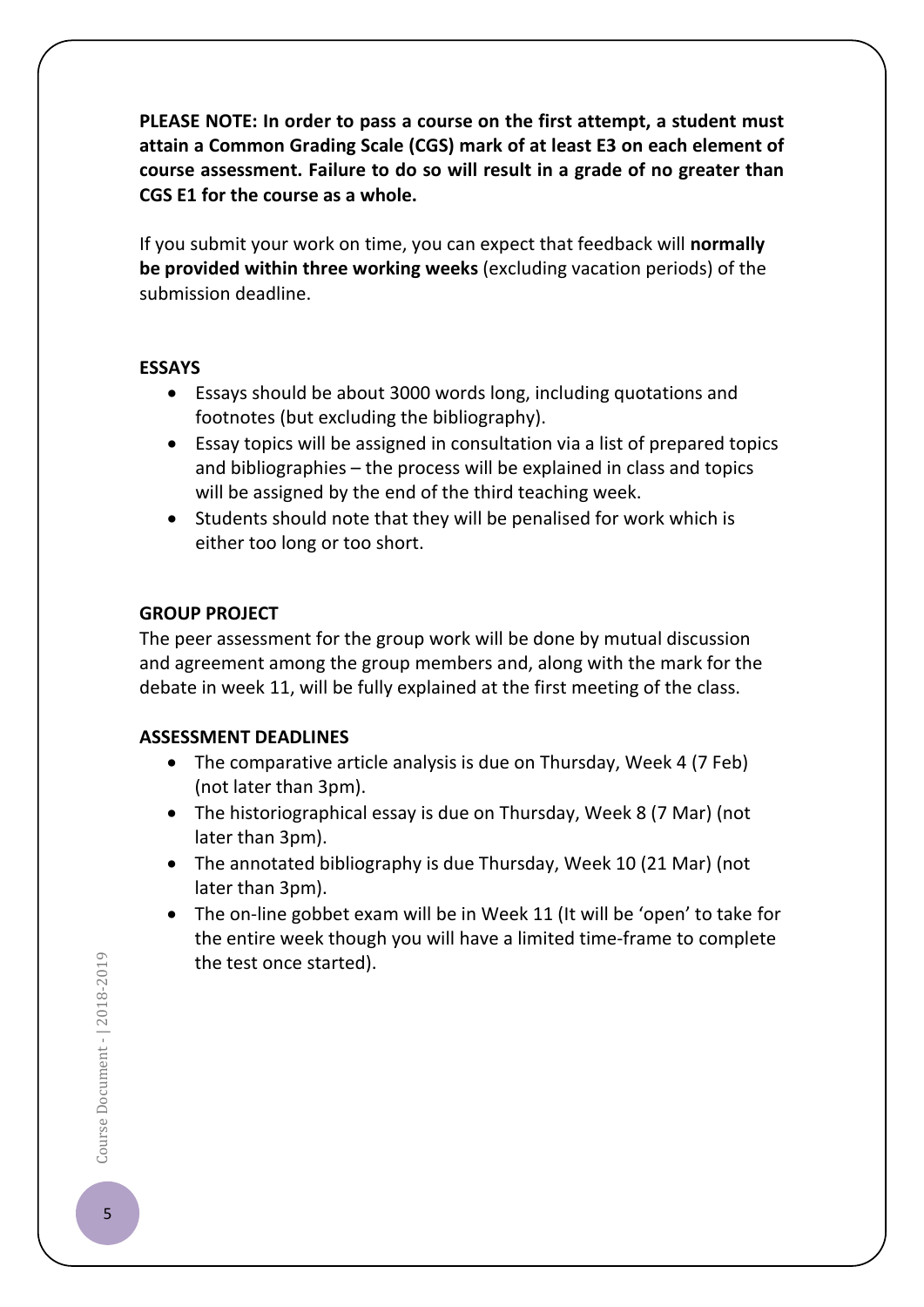**PLEASE NOTE: In order to pass a course on the first attempt, a student must attain a Common Grading Scale (CGS) mark of at least E3 on each element of course assessment. Failure to do so will result in a grade of no greater than CGS E1 for the course as a whole.**

If you submit your work on time, you can expect that feedback will **normally be provided within three working weeks** (excluding vacation periods) of the submission deadline.

### ESSAYS

- Essays should be about 3000 words long, including quotations and footnotes (but excluding the bibliography).
- Essay topics will be assigned in consultation via a list of prepared topics and bibliographies – the process will be explained in class and topics will be assigned by the end of the third teaching week.
- Students should note that they will be penalised for work which is either too long or too short.

### GROUP PROJECT

The peer assessment for the group work will be done by mutual discussion and agreement among the group members and, along with the mark for the debate in week 11, will be fully explained at the first meeting of the class.

### ASSESSMENT DEADLINES

- The comparative article analysis is due on Thursday, Week 4 (7 Feb) (not later than 3pm).
- The historiographical essay is due on Thursday, Week 8 (7 Mar) (not later than 3pm).
- The annotated bibliography is due Thursday, Week 10 (21 Mar) (not later than 3pm).
- The on-line gobbet exam will be in Week 11 (It will be 'open' to take for the entire week though you will have a limited time-frame to complete the test once started).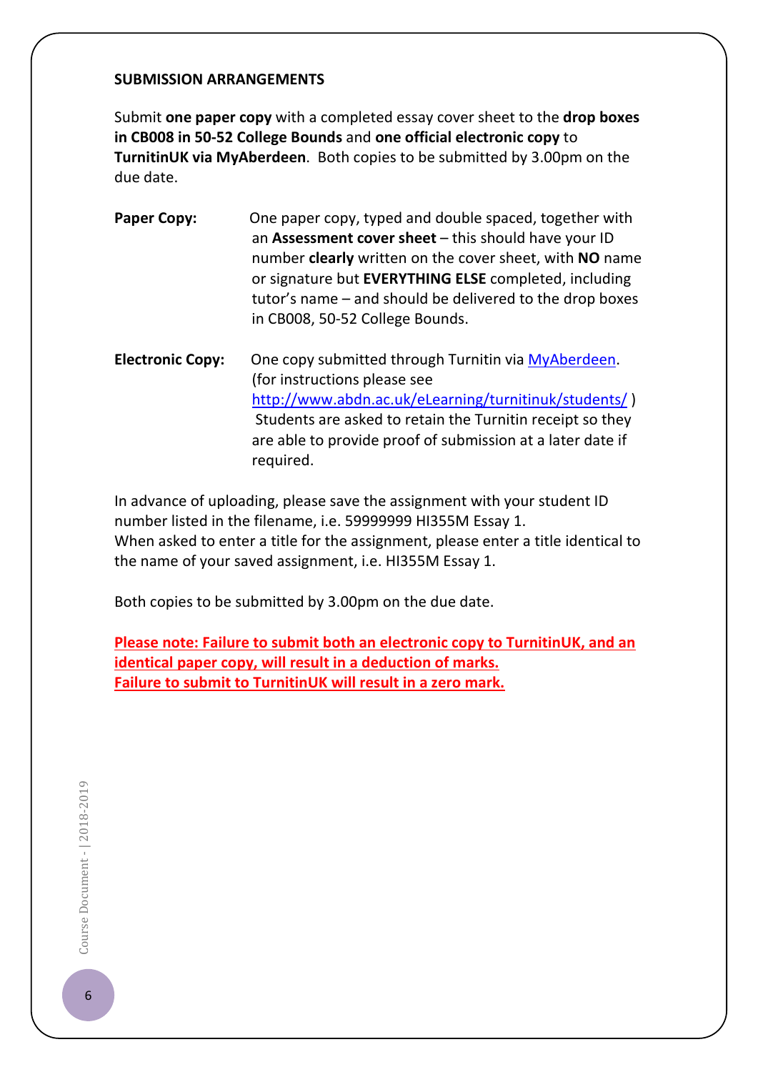## SUBMISSION ARRANGEMENTS

Submit **one paper copy** with a completed essay cover sheet to the **drop boxes in CB008 in 50-52 College Bounds** and **one official electronic copy** to **TurnitinUK via MyAberdeen**. Both copies to be submitted by 3.00pm on the due date.

**Paper Copy:** One paper copy, typed and double spaced, together with an **Assessment cover sheet** – this should have your ID number **clearly** written on the cover sheet, with **NO** name or signature but **EVERYTHING ELSE** completed, including tutor's name – and should be delivered to the drop boxes in CB008, 50-52 College Bounds.

**Electronic Copy:** One copy submitted through Turnitin via MyAberdeen. (for instructions please see http://www.abdn.ac.uk/eLearning/turnitinuk/students/ ) Students are asked to retain the Turnitin receipt so they are able to provide proof of submission at a later date if required.

In advance of uploading, please save the assignment with your student ID number listed in the filename, i.e. 59999999 HI355M Essay 1.
When asked to enter a title for the assignment, please enter a title identical to the name of your saved assignment, i.e. HI355M Essay 1.

Both copies to be submitted by 3.00pm on the due date.

**Please note: Failure to submit both an electronic copy to TurnitinUK, and an identical paper copy, will result in a deduction of marks.**
**Failure to submit to TurnitinUK will result in a zero mark.**